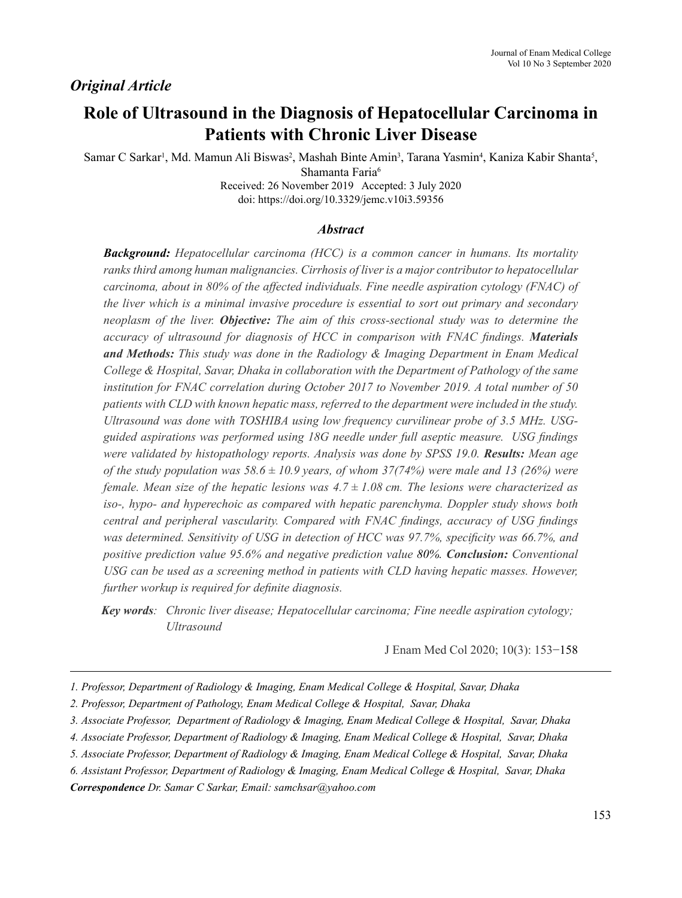*Original Article*

# Role of Ultrasound in the Diagnosis of Hepatocellular Carcinoma in Patients with Chronic Liver Disease

Samar C Sarkar[1], Md. Mamun Ali Biswas[2], Mashah Binte Amin[3], Tarana Yasmin[4], Kaniza Kabir Shanta[5], Shamanta Faria[6]

Received: 26 November 2019 Accepted: 3 July 2020

doi: https://doi.org/10.3329/jemc.v10i3.59356

### *Abstract*

***Background:*** *Hepatocellular carcinoma (HCC) is a common cancer in humans. Its mortality ranks third among human malignancies. Cirrhosis of liver is a major contributor to hepatocellular carcinoma, about in 80% of the affected individuals. Fine needle aspiration cytology (FNAC) of the liver which is a minimal invasive procedure is essential to sort out primary and secondary neoplasm of the liver.* ***Objective:*** *The aim of this cross-sectional study was to determine the accuracy of ultrasound for diagnosis of HCC in comparison with FNAC findings.* ***Materials and Methods:*** *This study was done in the Radiology & Imaging Department in Enam Medical College & Hospital, Savar, Dhaka in collaboration with the Department of Pathology of the same institution for FNAC correlation during October 2017 to November 2019. A total number of 50 patients with CLD with known hepatic mass, referred to the department were included in the study. Ultrasound was done with TOSHIBA using low frequency curvilinear probe of 3.5 MHz. USG-guided aspirations was performed using 18G needle under full aseptic measure. USG findings were validated by histopathology reports. Analysis was done by SPSS 19.0.* ***Results:*** *Mean age of the study population was 58.6 ± 10.9 years, of whom 37(74%) were male and 13 (26%) were female. Mean size of the hepatic lesions was 4.7 ± 1.08 cm. The lesions were characterized as iso-, hypo- and hyperechoic as compared with hepatic parenchyma. Doppler study shows both central and peripheral vascularity. Compared with FNAC findings, accuracy of USG findings was determined. Sensitivity of USG in detection of HCC was 97.7%, specificity was 66.7%, and positive prediction value 95.6% and negative prediction value 80%.* ***Conclusion:*** *Conventional USG can be used as a screening method in patients with CLD having hepatic masses. However, further workup is required for definite diagnosis.*

***Key words****: Chronic liver disease; Hepatocellular carcinoma; Fine needle aspiration cytology; Ultrasound*

J Enam Med Col 2020; 10(3): 153−158

---

*1. Professor, Department of Radiology & Imaging, Enam Medical College & Hospital, Savar, Dhaka*

*2. Professor, Department of Pathology, Enam Medical College & Hospital, Savar, Dhaka*

*3. Associate Professor, Department of Radiology & Imaging, Enam Medical College & Hospital, Savar, Dhaka*

*4. Associate Professor, Department of Radiology & Imaging, Enam Medical College & Hospital, Savar, Dhaka*

*5. Associate Professor, Department of Radiology & Imaging, Enam Medical College & Hospital, Savar, Dhaka*

*6. Assistant Professor, Department of Radiology & Imaging, Enam Medical College & Hospital, Savar, Dhaka*

***Correspondence*** *Dr. Samar C Sarkar, Email: samchsar@yahoo.com*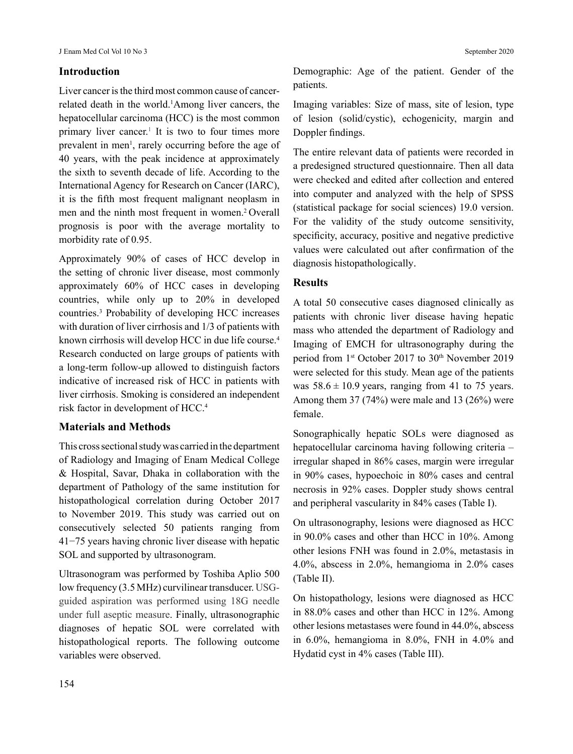## Introduction

Liver cancer is the third most common cause of cancer-related death in the world.[1] Among liver cancers, the hepatocellular carcinoma (HCC) is the most common primary liver cancer.[1] It is two to four times more prevalent in men[1], rarely occurring before the age of 40 years, with the peak incidence at approximately the sixth to seventh decade of life. According to the International Agency for Research on Cancer (IARC), it is the fifth most frequent malignant neoplasm in men and the ninth most frequent in women.[2] Overall prognosis is poor with the average mortality to morbidity rate of 0.95.

Approximately 90% of cases of HCC develop in the setting of chronic liver disease, most commonly approximately 60% of HCC cases in developing countries, while only up to 20% in developed countries.[3] Probability of developing HCC increases with duration of liver cirrhosis and 1/3 of patients with known cirrhosis will develop HCC in due life course.[4] Research conducted on large groups of patients with a long-term follow-up allowed to distinguish factors indicative of increased risk of HCC in patients with liver cirrhosis. Smoking is considered an independent risk factor in development of HCC.[4]

## Materials and Methods

This cross sectional study was carried in the department of Radiology and Imaging of Enam Medical College & Hospital, Savar, Dhaka in collaboration with the department of Pathology of the same institution for histopathological correlation during October 2017 to November 2019. This study was carried out on consecutively selected 50 patients ranging from 41−75 years having chronic liver disease with hepatic SOL and supported by ultrasonogram.

Ultrasonogram was performed by Toshiba Aplio 500 low frequency (3.5 MHz) curvilinear transducer. USG-guided aspiration was performed using 18G needle under full aseptic measure. Finally, ultrasonographic diagnoses of hepatic SOL were correlated with histopathological reports. The following outcome variables were observed.

Demographic: Age of the patient. Gender of the patients.

Imaging variables: Size of mass, site of lesion, type of lesion (solid/cystic), echogenicity, margin and Doppler findings.

The entire relevant data of patients were recorded in a predesigned structured questionnaire. Then all data were checked and edited after collection and entered into computer and analyzed with the help of SPSS (statistical package for social sciences) 19.0 version. For the validity of the study outcome sensitivity, specificity, accuracy, positive and negative predictive values were calculated out after confirmation of the diagnosis histopathologically.

## Results

A total 50 consecutive cases diagnosed clinically as patients with chronic liver disease having hepatic mass who attended the department of Radiology and Imaging of EMCH for ultrasonography during the period from 1st October 2017 to 30th November 2019 were selected for this study. Mean age of the patients was $58.6 \pm 10.9$ years, ranging from 41 to 75 years. Among them 37 (74%) were male and 13 (26%) were female.

Sonographically hepatic SOLs were diagnosed as hepatocellular carcinoma having following criteria – irregular shaped in 86% cases, margin were irregular in 90% cases, hypoechoic in 80% cases and central necrosis in 92% cases. Doppler study shows central and peripheral vascularity in 84% cases (Table I).

On ultrasonography, lesions were diagnosed as HCC in 90.0% cases and other than HCC in 10%. Among other lesions FNH was found in 2.0%, metastasis in 4.0%, abscess in 2.0%, hemangioma in 2.0% cases (Table II).

On histopathology, lesions were diagnosed as HCC in 88.0% cases and other than HCC in 12%. Among other lesions metastases were found in 44.0%, abscess in 6.0%, hemangioma in 8.0%, FNH in 4.0% and Hydatid cyst in 4% cases (Table III).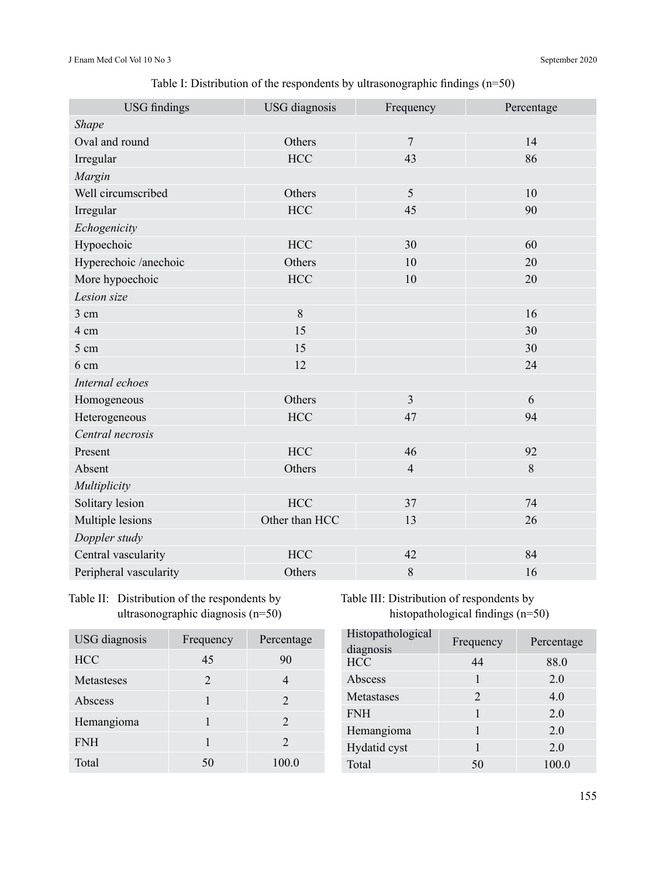Table I: Distribution of the respondents by ultrasonographic findings (n=50)

| USG findings | USG diagnosis | Frequency | Percentage |
|---|---|---|---|
| *Shape* | | | |
| Oval and round | Others | 7 | 14 |
| Irregular | HCC | 43 | 86 |
| *Margin* | | | |
| Well circumscribed | Others | 5 | 10 |
| Irregular | HCC | 45 | 90 |
| *Echogenicity* | | | |
| Hypoechoic | HCC | 30 | 60 |
| Hyperechoic /anechoic | Others | 10 | 20 |
| More hypoechoic | HCC | 10 | 20 |
| *Lesion size* | | | |
| 3 cm | 8 | | 16 |
| 4 cm | 15 | | 30 |
| 5 cm | 15 | | 30 |
| 6 cm | 12 | | 24 |
| *Internal echoes* | | | |
| Homogeneous | Others | 3 | 6 |
| Heterogeneous | HCC | 47 | 94 |
| *Central necrosis* | | | |
| Present | HCC | 46 | 92 |
| Absent | Others | 4 | 8 |
| *Multiplicity* | | | |
| Solitary lesion | HCC | 37 | 74 |
| Multiple lesions | Other than HCC | 13 | 26 |
| *Doppler study* | | | |
| Central vascularity | HCC | 42 | 84 |
| Peripheral vascularity | Others | 8 | 16 |

Table II: Distribution of the respondents by ultrasonographic diagnosis (n=50)

| USG diagnosis | Frequency | Percentage |
|---|---|---|
| HCC | 45 | 90 |
| Metasteses | 2 | 4 |
| Abscess | 1 | 2 |
| Hemangioma | 1 | 2 |
| FNH | 1 | 2 |
| Total | 50 | 100.0 |

Table III: Distribution of respondents by histopathological findings (n=50)

| Histopathological diagnosis | Frequency | Percentage |
|---|---|---|
| HCC | 44 | 88.0 |
| Abscess | 1 | 2.0 |
| Metastases | 2 | 4.0 |
| FNH | 1 | 2.0 |
| Hemangioma | 1 | 2.0 |
| Hydatid cyst | 1 | 2.0 |
| Total | 50 | 100.0 |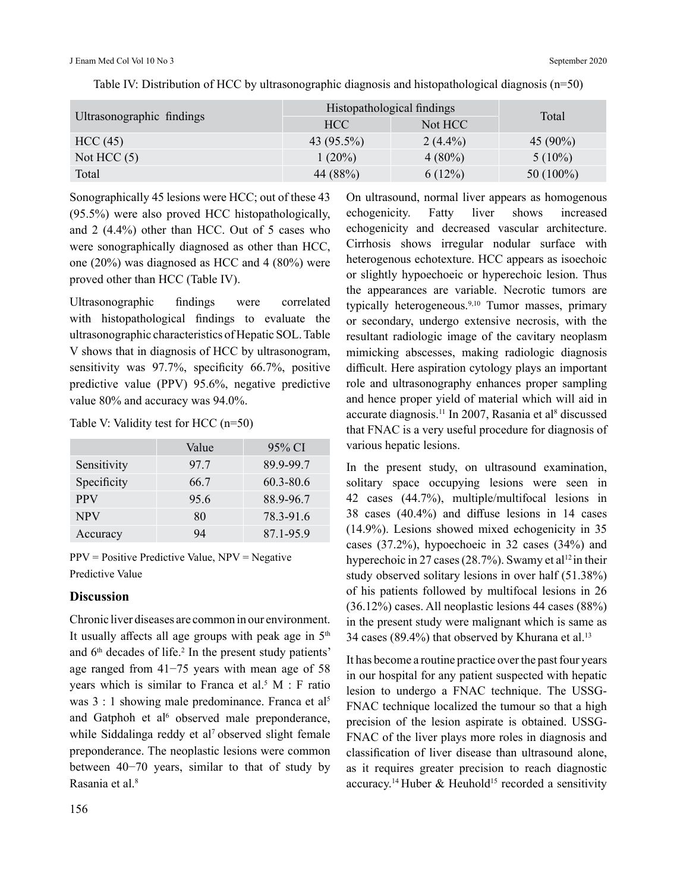Table IV: Distribution of HCC by ultrasonographic diagnosis and histopathological diagnosis (n=50)

| Ultrasonographic findings | Histopathological findings | | Total |
|---|---|---|---|
| | HCC | Not HCC | |
| HCC (45) | 43 (95.5%) | 2 (4.4%) | 45 (90%) |
| Not HCC (5) | 1 (20%) | 4 (80%) | 5 (10%) |
| Total | 44 (88%) | 6 (12%) | 50 (100%) |

Sonographically 45 lesions were HCC; out of these 43 (95.5%) were also proved HCC histopathologically, and 2 (4.4%) other than HCC. Out of 5 cases who were sonographically diagnosed as other than HCC, one (20%) was diagnosed as HCC and 4 (80%) were proved other than HCC (Table IV).

Ultrasonographic findings were correlated with histopathological findings to evaluate the ultrasonographic characteristics of Hepatic SOL. Table V shows that in diagnosis of HCC by ultrasonogram, sensitivity was 97.7%, specificity 66.7%, positive predictive value (PPV) 95.6%, negative predictive value 80% and accuracy was 94.0%.

Table V: Validity test for HCC (n=50)

| | Value | 95% CI |
|---|---|---|
| Sensitivity | 97.7 | 89.9-99.7 |
| Specificity | 66.7 | 60.3-80.6 |
| PPV | 95.6 | 88.9-96.7 |
| NPV | 80 | 78.3-91.6 |
| Accuracy | 94 | 87.1-95.9 |

PPV = Positive Predictive Value, NPV = Negative Predictive Value

## Discussion

Chronic liver diseases are common in our environment. It usually affects all age groups with peak age in 5th and 6th decades of life.[2] In the present study patients' age ranged from 41−75 years with mean age of 58 years which is similar to Franca et al.[5] M : F ratio was 3 : 1 showing male predominance. Franca et al[5] and Gatphoh et al[6] observed male preponderance, while Siddalinga reddy et al[7] observed slight female preponderance. The neoplastic lesions were common between 40−70 years, similar to that of study by Rasania et al.[8]

On ultrasound, normal liver appears as homogenous echogenicity. Fatty liver shows increased echogenicity and decreased vascular architecture. Cirrhosis shows irregular nodular surface with heterogenous echotexture. HCC appears as isoechoic or slightly hypoechoeic or hyperechoic lesion. Thus the appearances are variable. Necrotic tumors are typically heterogeneous.[9,10] Tumor masses, primary or secondary, undergo extensive necrosis, with the resultant radiologic image of the cavitary neoplasm mimicking abscesses, making radiologic diagnosis difficult. Here aspiration cytology plays an important role and ultrasonography enhances proper sampling and hence proper yield of material which will aid in accurate diagnosis.[11] In 2007, Rasania et al[8] discussed that FNAC is a very useful procedure for diagnosis of various hepatic lesions.

In the present study, on ultrasound examination, solitary space occupying lesions were seen in 42 cases (44.7%), multiple/multifocal lesions in 38 cases (40.4%) and diffuse lesions in 14 cases (14.9%). Lesions showed mixed echogenicity in 35 cases (37.2%), hypoechoeic in 32 cases (34%) and hyperechoic in 27 cases (28.7%). Swamy et al[12] in their study observed solitary lesions in over half (51.38%) of his patients followed by multifocal lesions in 26 (36.12%) cases. All neoplastic lesions 44 cases (88%) in the present study were malignant which is same as 34 cases (89.4%) that observed by Khurana et al.[13]

It has become a routine practice over the past four years in our hospital for any patient suspected with hepatic lesion to undergo a FNAC technique. The USSG-FNAC technique localized the tumour so that a high precision of the lesion aspirate is obtained. USSG-FNAC of the liver plays more roles in diagnosis and classification of liver disease than ultrasound alone, as it requires greater precision to reach diagnostic accuracy.[14] Huber & Heuhold[15] recorded a sensitivity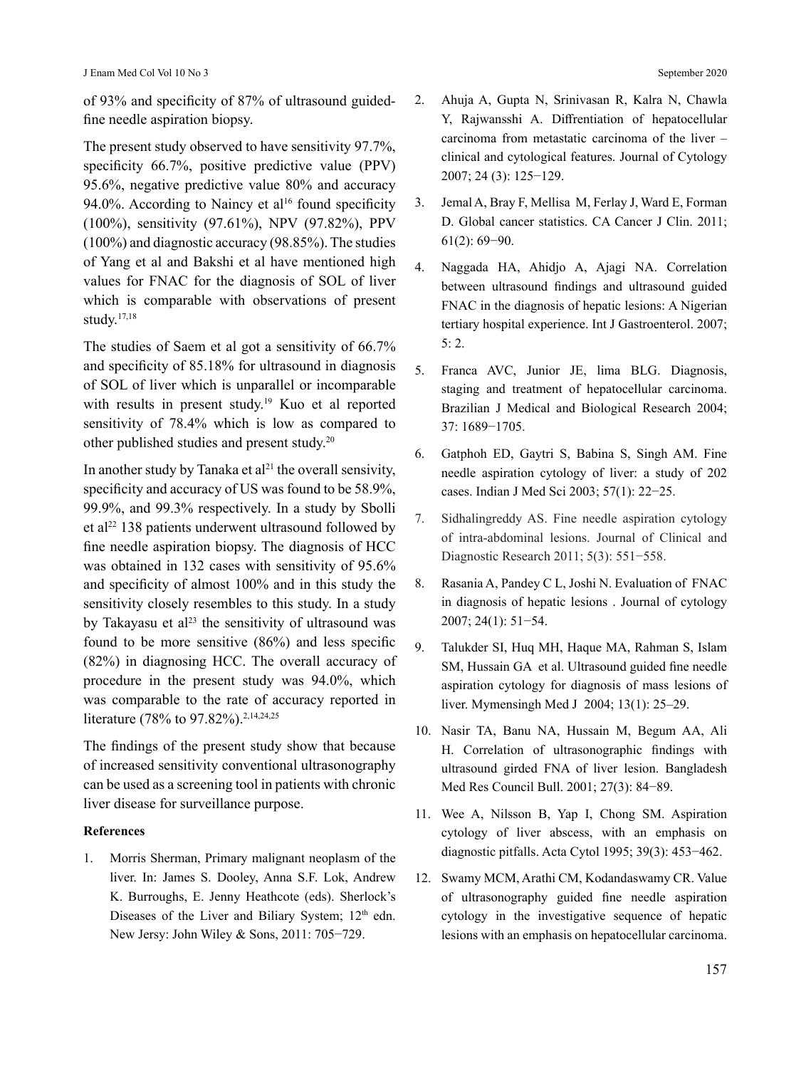of 93% and specificity of 87% of ultrasound guided-fine needle aspiration biopsy.

The present study observed to have sensitivity 97.7%, specificity 66.7%, positive predictive value (PPV) 95.6%, negative predictive value 80% and accuracy 94.0%. According to Naincy et al[16] found specificity (100%), sensitivity (97.61%), NPV (97.82%), PPV (100%) and diagnostic accuracy (98.85%). The studies of Yang et al and Bakshi et al have mentioned high values for FNAC for the diagnosis of SOL of liver which is comparable with observations of present study.[17,18]

The studies of Saem et al got a sensitivity of 66.7% and specificity of 85.18% for ultrasound in diagnosis of SOL of liver which is unparallel or incomparable with results in present study.[19] Kuo et al reported sensitivity of 78.4% which is low as compared to other published studies and present study.[20]

In another study by Tanaka et al[21] the overall sensivity, specificity and accuracy of US was found to be 58.9%, 99.9%, and 99.3% respectively. In a study by Sbolli et al[22] 138 patients underwent ultrasound followed by fine needle aspiration biopsy. The diagnosis of HCC was obtained in 132 cases with sensitivity of 95.6% and specificity of almost 100% and in this study the sensitivity closely resembles to this study. In a study by Takayasu et al[23] the sensitivity of ultrasound was found to be more sensitive (86%) and less specific (82%) in diagnosing HCC. The overall accuracy of procedure in the present study was 94.0%, which was comparable to the rate of accuracy reported in literature (78% to 97.82%).[2,14,24,25]

The findings of the present study show that because of increased sensitivity conventional ultrasonography can be used as a screening tool in patients with chronic liver disease for surveillance purpose.

**References**

1. Morris Sherman, Primary malignant neoplasm of the liver. In: James S. Dooley, Anna S.F. Lok, Andrew K. Burroughs, E. Jenny Heathcote (eds). Sherlock's Diseases of the Liver and Biliary System; 12th edn. New Jersy: John Wiley & Sons, 2011: 705−729.
2. Ahuja A, Gupta N, Srinivasan R, Kalra N, Chawla Y, Rajwansshi A. Diffrentiation of hepatocellular carcinoma from metastatic carcinoma of the liver – clinical and cytological features. Journal of Cytology 2007; 24 (3): 125−129.
3. Jemal A, Bray F, Mellisa M, Ferlay J, Ward E, Forman D. Global cancer statistics. CA Cancer J Clin. 2011; 61(2): 69−90.
4. Naggada HA, Ahidjo A, Ajagi NA. Correlation between ultrasound findings and ultrasound guided FNAC in the diagnosis of hepatic lesions: A Nigerian tertiary hospital experience. Int J Gastroenterol. 2007; 5: 2.
5. Franca AVC, Junior JE, lima BLG. Diagnosis, staging and treatment of hepatocellular carcinoma. Brazilian J Medical and Biological Research 2004; 37: 1689−1705.
6. Gatphoh ED, Gaytri S, Babina S, Singh AM. Fine needle aspiration cytology of liver: a study of 202 cases. Indian J Med Sci 2003; 57(1): 22−25.
7. Sidhalingreddy AS. Fine needle aspiration cytology of intra-abdominal lesions. Journal of Clinical and Diagnostic Research 2011; 5(3): 551−558.
8. Rasania A, Pandey C L, Joshi N. Evaluation of FNAC in diagnosis of hepatic lesions . Journal of cytology 2007; 24(1): 51−54.
9. Talukder SI, Huq MH, Haque MA, Rahman S, Islam SM, Hussain GA et al. Ultrasound guided fine needle aspiration cytology for diagnosis of mass lesions of liver. Mymensingh Med J 2004; 13(1): 25–29.
10. Nasir TA, Banu NA, Hussain M, Begum AA, Ali H. Correlation of ultrasonographic findings with ultrasound girded FNA of liver lesion. Bangladesh Med Res Council Bull. 2001; 27(3): 84−89.
11. Wee A, Nilsson B, Yap I, Chong SM. Aspiration cytology of liver abscess, with an emphasis on diagnostic pitfalls. Acta Cytol 1995; 39(3): 453−462.
12. Swamy MCM, Arathi CM, Kodandaswamy CR. Value of ultrasonography guided fine needle aspiration cytology in the investigative sequence of hepatic lesions with an emphasis on hepatocellular carcinoma.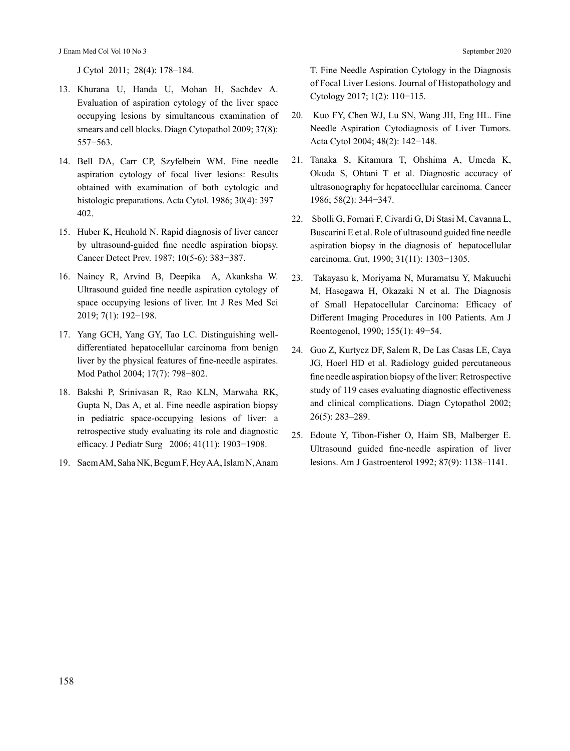J Cytol 2011; 28(4): 178–184.

13. Khurana U, Handa U, Mohan H, Sachdev A. Evaluation of aspiration cytology of the liver space occupying lesions by simultaneous examination of smears and cell blocks. Diagn Cytopathol 2009; 37(8): 557−563.

14. Bell DA, Carr CP, Szyfelbein WM. Fine needle aspiration cytology of focal liver lesions: Results obtained with examination of both cytologic and histologic preparations. Acta Cytol. 1986; 30(4): 397–402.

15. Huber K, Heuhold N. Rapid diagnosis of liver cancer by ultrasound-guided fine needle aspiration biopsy. Cancer Detect Prev. 1987; 10(5-6): 383−387.

16. Naincy R, Arvind B, Deepika A, Akanksha W. Ultrasound guided fine needle aspiration cytology of space occupying lesions of liver. Int J Res Med Sci 2019; 7(1): 192−198.

17. Yang GCH, Yang GY, Tao LC. Distinguishing well-differentiated hepatocellular carcinoma from benign liver by the physical features of fine-needle aspirates. Mod Pathol 2004; 17(7): 798−802.

18. Bakshi P, Srinivasan R, Rao KLN, Marwaha RK, Gupta N, Das A, et al. Fine needle aspiration biopsy in pediatric space-occupying lesions of liver: a retrospective study evaluating its role and diagnostic efficacy. J Pediatr Surg 2006; 41(11): 1903−1908.

19. Saem AM, Saha NK, Begum F, Hey AA, Islam N, Anam T. Fine Needle Aspiration Cytology in the Diagnosis of Focal Liver Lesions. Journal of Histopathology and Cytology 2017; 1(2): 110−115.

20. Kuo FY, Chen WJ, Lu SN, Wang JH, Eng HL. Fine Needle Aspiration Cytodiagnosis of Liver Tumors. Acta Cytol 2004; 48(2): 142−148.

21. Tanaka S, Kitamura T, Ohshima A, Umeda K, Okuda S, Ohtani T et al. Diagnostic accuracy of ultrasonography for hepatocellular carcinoma. Cancer 1986; 58(2): 344−347.

22. Sbolli G, Fornari F, Civardi G, Di Stasi M, Cavanna L, Buscarini E et al. Role of ultrasound guided fine needle aspiration biopsy in the diagnosis of hepatocellular carcinoma. Gut, 1990; 31(11): 1303−1305.

23. Takayasu k, Moriyama N, Muramatsu Y, Makuuchi M, Hasegawa H, Okazaki N et al. The Diagnosis of Small Hepatocellular Carcinoma: Efficacy of Different Imaging Procedures in 100 Patients. Am J Roentogenol, 1990; 155(1): 49−54.

24. Guo Z, Kurtycz DF, Salem R, De Las Casas LE, Caya JG, Hoerl HD et al. Radiology guided percutaneous fine needle aspiration biopsy of the liver: Retrospective study of 119 cases evaluating diagnostic effectiveness and clinical complications. Diagn Cytopathol 2002; 26(5): 283–289.

25. Edoute Y, Tibon-Fisher O, Haim SB, Malberger E. Ultrasound guided fine-needle aspiration of liver lesions. Am J Gastroenterol 1992; 87(9): 1138–1141.